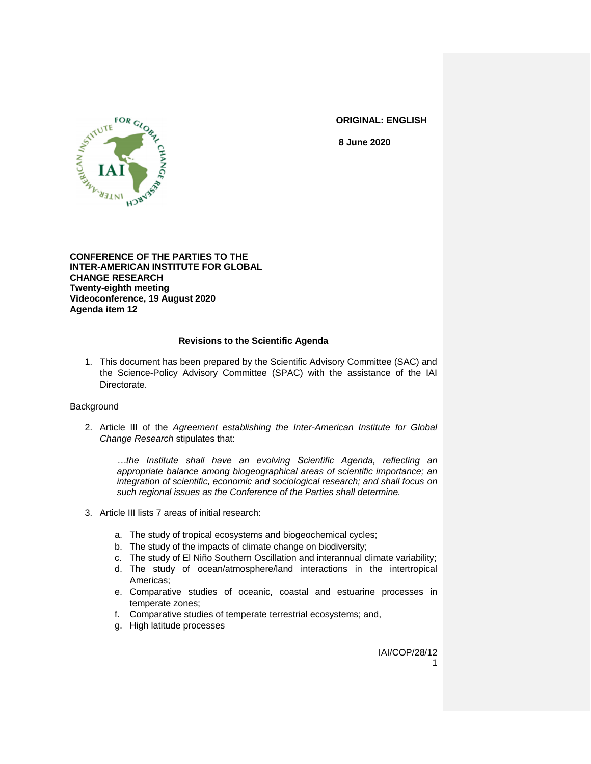**ORIGINAL: ENGLISH**

**8 June 2020**

**CONFERENCE OF THE PARTIES TO THE INTER-AMERICAN INSTITUTE FOR GLOBAL CHANGE RESEARCH**
**Twenty-eighth meeting**
**Videoconference, 19 August 2020**
**Agenda item 12**

## Revisions to the Scientific Agenda

1. This document has been prepared by the Scientific Advisory Committee (SAC) and the Science-Policy Advisory Committee (SPAC) with the assistance of the IAI Directorate.

### Background

2. Article III of the *Agreement establishing the Inter-American Institute for Global Change Research* stipulates that:

   > *…the Institute shall have an evolving Scientific Agenda, reflecting an appropriate balance among biogeographical areas of scientific importance; an integration of scientific, economic and sociological research; and shall focus on such regional issues as the Conference of the Parties shall determine.*

3. Article III lists 7 areas of initial research:

   a. The study of tropical ecosystems and biogeochemical cycles;
   b. The study of the impacts of climate change on biodiversity;
   c. The study of El Niño Southern Oscillation and interannual climate variability;
   d. The study of ocean/atmosphere/land interactions in the intertropical Americas;
   e. Comparative studies of oceanic, coastal and estuarine processes in temperate zones;
   f. Comparative studies of temperate terrestrial ecosystems; and,
   g. High latitude processes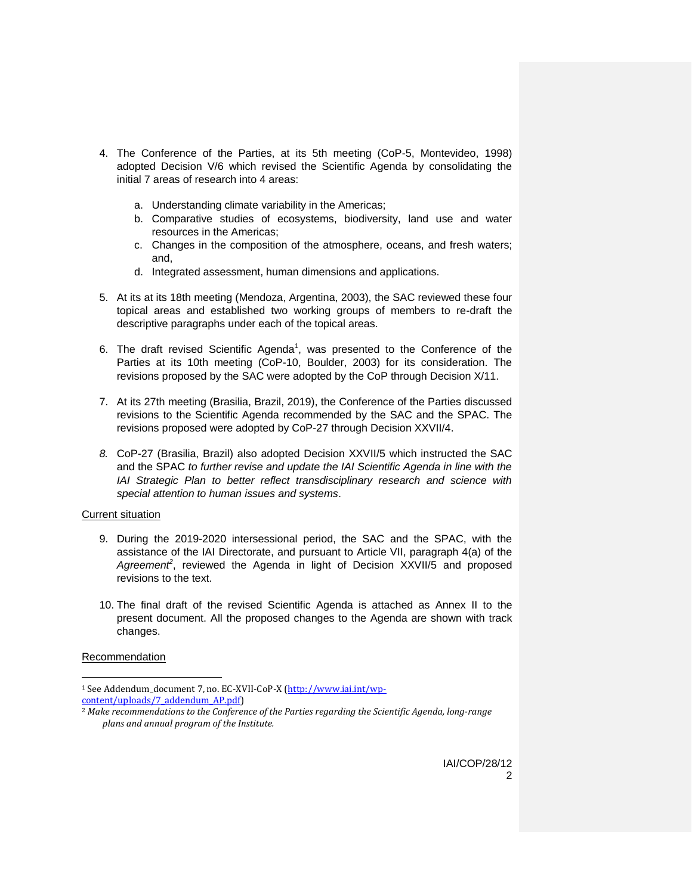4. The Conference of the Parties, at its 5th meeting (CoP-5, Montevideo, 1998) adopted Decision V/6 which revised the Scientific Agenda by consolidating the initial 7 areas of research into 4 areas:

   a. Understanding climate variability in the Americas;
   b. Comparative studies of ecosystems, biodiversity, land use and water resources in the Americas;
   c. Changes in the composition of the atmosphere, oceans, and fresh waters; and,
   d. Integrated assessment, human dimensions and applications.

5. At its at its 18th meeting (Mendoza, Argentina, 2003), the SAC reviewed these four topical areas and established two working groups of members to re-draft the descriptive paragraphs under each of the topical areas.

6. The draft revised Scientific Agenda[1], was presented to the Conference of the Parties at its 10th meeting (CoP-10, Boulder, 2003) for its consideration. The revisions proposed by the SAC were adopted by the CoP through Decision X/11.

7. At its 27th meeting (Brasilia, Brazil, 2019), the Conference of the Parties discussed revisions to the Scientific Agenda recommended by the SAC and the SPAC. The revisions proposed were adopted by CoP-27 through Decision XXVII/4.

8. CoP-27 (Brasilia, Brazil) also adopted Decision XXVII/5 which instructed the SAC and the SPAC *to further revise and update the IAI Scientific Agenda in line with the IAI Strategic Plan to better reflect transdisciplinary research and science with special attention to human issues and systems*.

Current situation

9. During the 2019-2020 intersessional period, the SAC and the SPAC, with the assistance of the IAI Directorate, and pursuant to Article VII, paragraph 4(a) of the *Agreement*[2], reviewed the Agenda in light of Decision XXVII/5 and proposed revisions to the text.

10. The final draft of the revised Scientific Agenda is attached as Annex II to the present document. All the proposed changes to the Agenda are shown with track changes.

Recommendation

---

[1] See Addendum_document 7, no. EC-XVII-CoP-X (http://www.iai.int/wp-content/uploads/7_addendum_AP.pdf)

[2] *Make recommendations to the Conference of the Parties regarding the Scientific Agenda, long-range plans and annual program of the Institute.*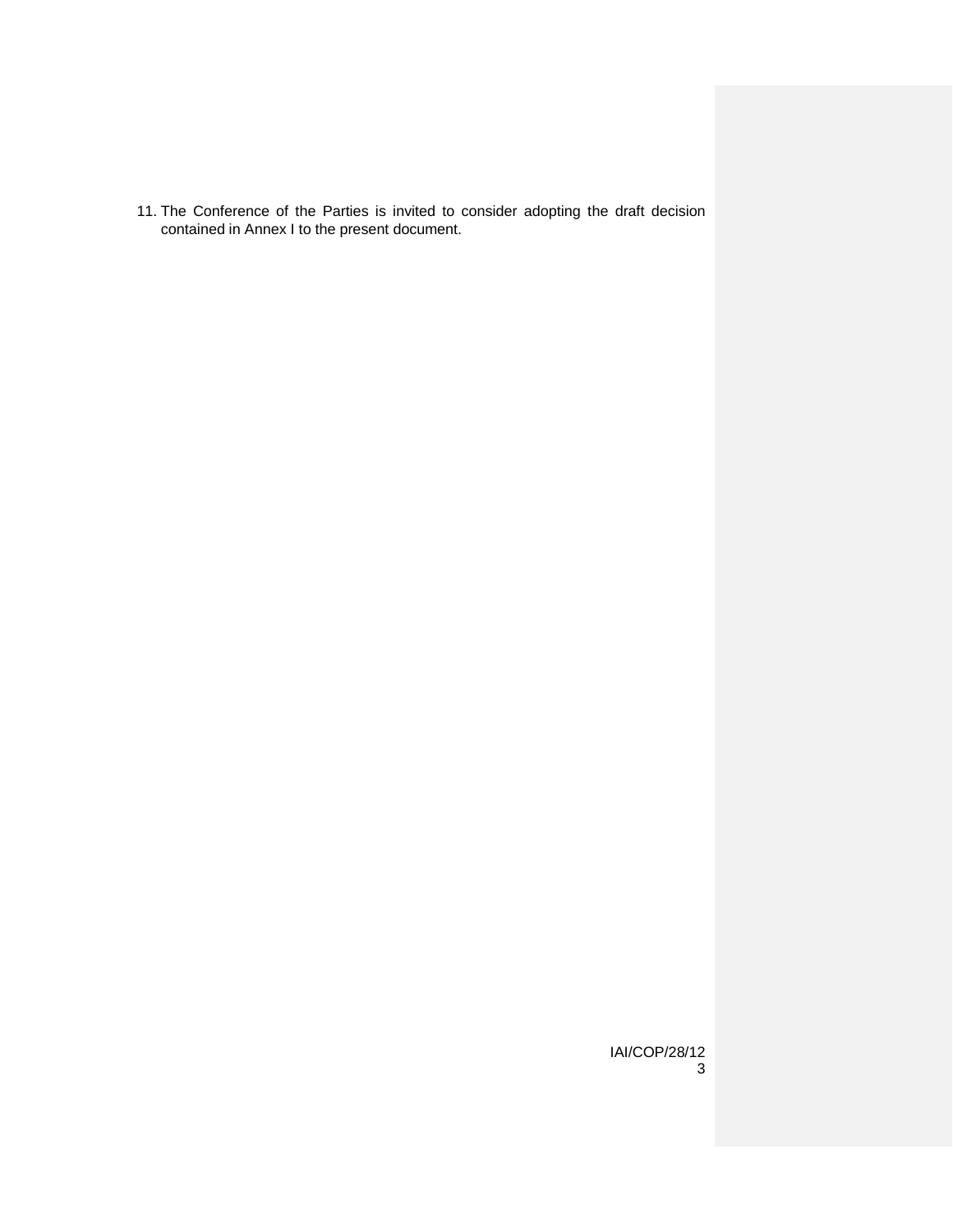11. The Conference of the Parties is invited to consider adopting the draft decision contained in Annex I to the present document.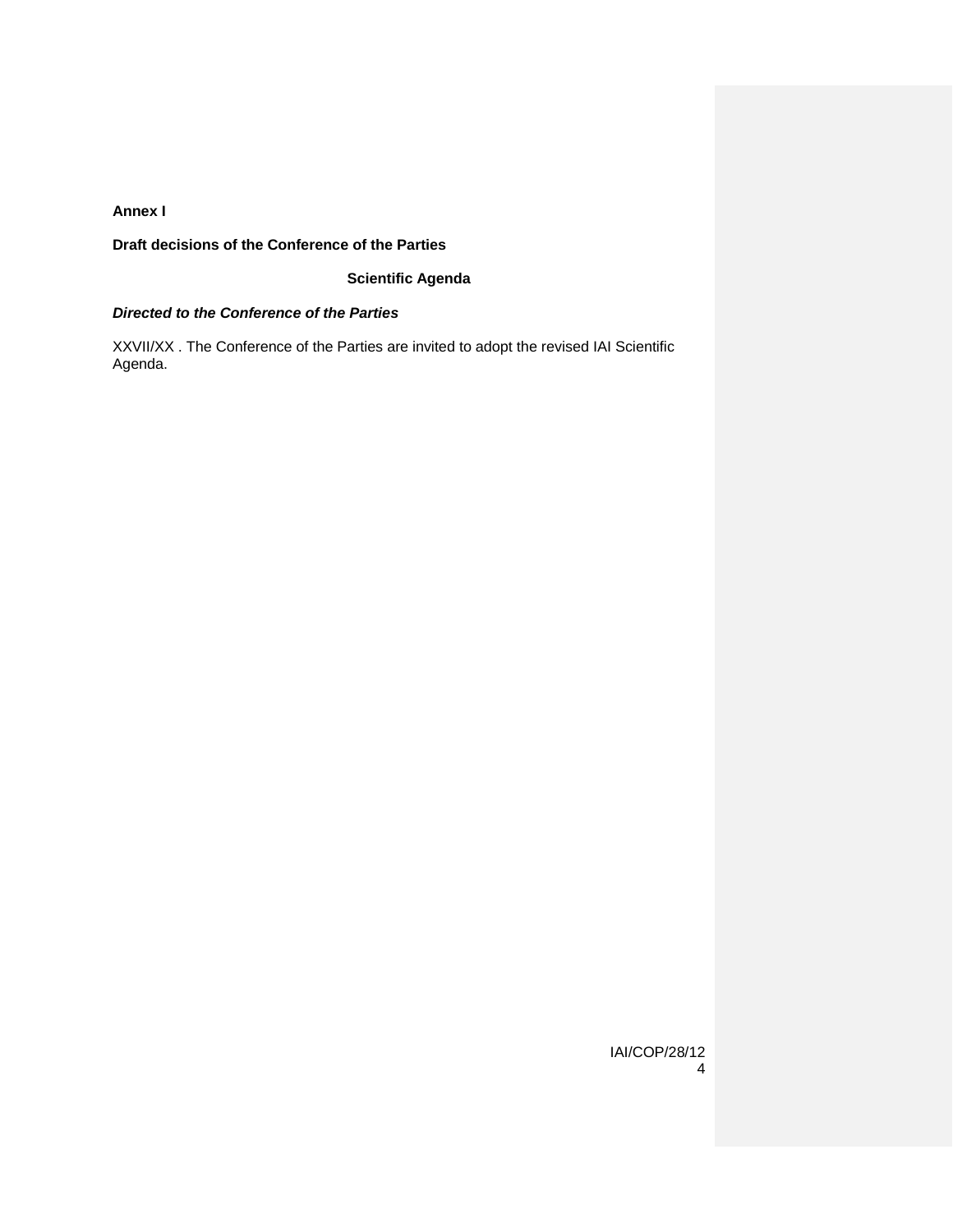**Annex I**

**Draft decisions of the Conference of the Parties**

**Scientific Agenda**

***Directed to the Conference of the Parties***

XXVII/XX . The Conference of the Parties are invited to adopt the revised IAI Scientific Agenda.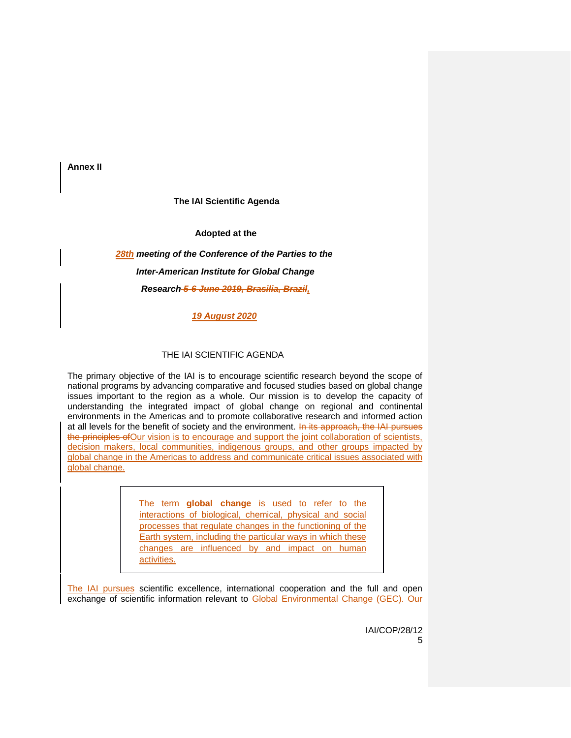**Annex II**

**The IAI Scientific Agenda**

**Adopted at the**

***28th meeting of the Conference of the Parties to the***

***Inter-American Institute for Global Change***

***Research ~~5-6 June 2019, Brasilia, Brazil~~,***

***19 August 2020***

THE IAI SCIENTIFIC AGENDA

The primary objective of the IAI is to encourage scientific research beyond the scope of national programs by advancing comparative and focused studies based on global change issues important to the region as a whole. Our mission is to develop the capacity of understanding the integrated impact of global change on regional and continental environments in the Americas and to promote collaborative research and informed action at all levels for the benefit of society and the environment. ~~In its approach, the IAI pursues the principles of~~Our vision is to encourage and support the joint collaboration of scientists, decision makers, local communities, indigenous groups, and other groups impacted by global change in the Americas to address and communicate critical issues associated with global change.

> The term **global change** is used to refer to the interactions of biological, chemical, physical and social processes that regulate changes in the functioning of the Earth system, including the particular ways in which these changes are influenced by and impact on human activities.

The IAI pursues scientific excellence, international cooperation and the full and open exchange of scientific information relevant to ~~Global Environmental Change (GEC). Our~~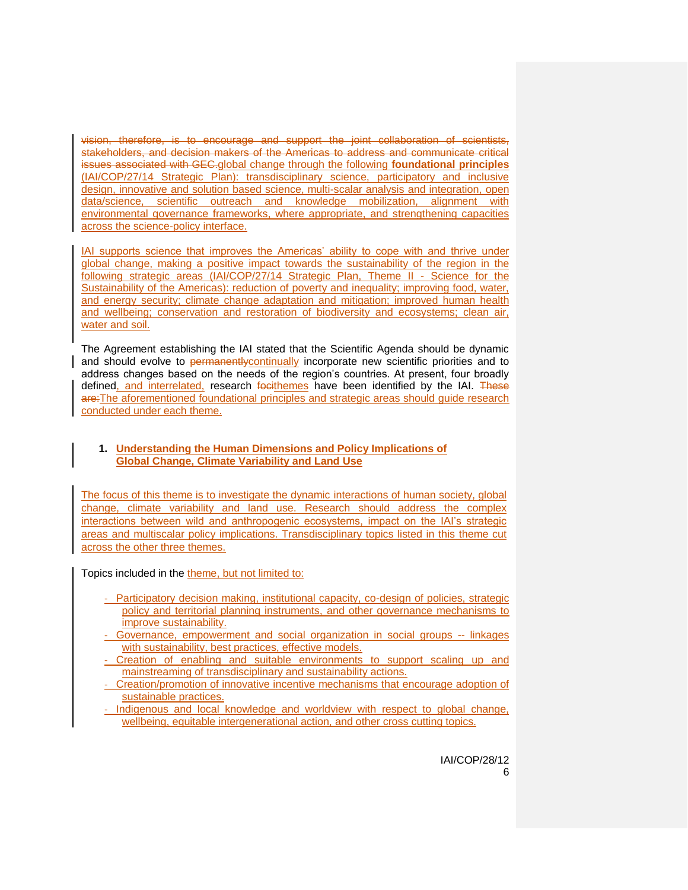vision, therefore, is to encourage and support the joint collaboration of scientists, stakeholders, and decision makers of the Americas to address and communicate critical issues associated with GEC.global change through the following **foundational principles** (IAI/COP/27/14 Strategic Plan): transdisciplinary science, participatory and inclusive design, innovative and solution based science, multi-scalar analysis and integration, open data/science, scientific outreach and knowledge mobilization, alignment with environmental governance frameworks, where appropriate, and strengthening capacities across the science-policy interface.

IAI supports science that improves the Americas' ability to cope with and thrive under global change, making a positive impact towards the sustainability of the region in the following strategic areas (IAI/COP/27/14 Strategic Plan, Theme II - Science for the Sustainability of the Americas): reduction of poverty and inequality; improving food, water, and energy security; climate change adaptation and mitigation; improved human health and wellbeing; conservation and restoration of biodiversity and ecosystems; clean air, water and soil.

The Agreement establishing the IAI stated that the Scientific Agenda should be dynamic and should evolve to permanentlycontinually incorporate new scientific priorities and to address changes based on the needs of the region's countries. At present, four broadly defined, and interrelated, research focithemes have been identified by the IAI. These are:The aforementioned foundational principles and strategic areas should guide research conducted under each theme.

## 1. Understanding the Human Dimensions and Policy Implications of Global Change, Climate Variability and Land Use

The focus of this theme is to investigate the dynamic interactions of human society, global change, climate variability and land use. Research should address the complex interactions between wild and anthropogenic ecosystems, impact on the IAI's strategic areas and multiscalar policy implications. Transdisciplinary topics listed in this theme cut across the other three themes.

Topics included in the theme, but not limited to:

- Participatory decision making, institutional capacity, co-design of policies, strategic policy and territorial planning instruments, and other governance mechanisms to improve sustainability.
- Governance, empowerment and social organization in social groups -- linkages with sustainability, best practices, effective models.
- Creation of enabling and suitable environments to support scaling up and mainstreaming of transdisciplinary and sustainability actions.
- Creation/promotion of innovative incentive mechanisms that encourage adoption of sustainable practices.
- Indigenous and local knowledge and worldview with respect to global change, wellbeing, equitable intergenerational action, and other cross cutting topics.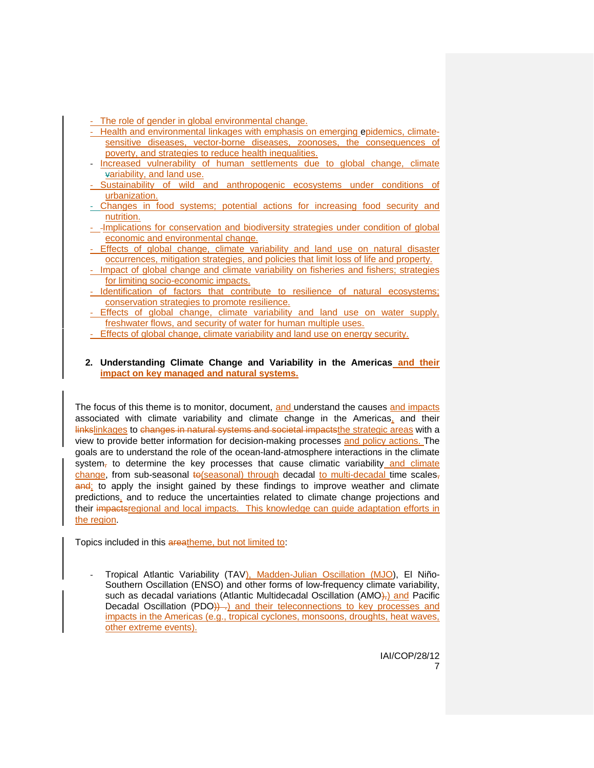- The role of gender in global environmental change.
- Health and environmental linkages with emphasis on emerging epidemics, climate-sensitive diseases, vector-borne diseases, zoonoses, the consequences of poverty, and strategies to reduce health inequalities.
- Increased vulnerability of human settlements due to global change, climate variability, and land use.
- Sustainability of wild and anthropogenic ecosystems under conditions of urbanization.
- Changes in food systems; potential actions for increasing food security and nutrition.
- Implications for conservation and biodiversity strategies under condition of global economic and environmental change.
- Effects of global change, climate variability and land use on natural disaster occurrences, mitigation strategies, and policies that limit loss of life and property.
- Impact of global change and climate variability on fisheries and fishers; strategies for limiting socio-economic impacts.
- Identification of factors that contribute to resilience of natural ecosystems; conservation strategies to promote resilience.
- Effects of global change, climate variability and land use on water supply, freshwater flows, and security of water for human multiple uses.
- Effects of global change, climate variability and land use on energy security.

**2. Understanding Climate Change and Variability in the Americas and their impact on key managed and natural systems.**

The focus of this theme is to monitor, document, and understand the causes and impacts associated with climate variability and climate change in the Americas, and their ~~links~~linkages to ~~changes in natural systems and societal impacts~~the strategic areas with a view to provide better information for decision-making processes and policy actions. The goals are to understand the role of the ocean-land-atmosphere interactions in the climate system~~,~~ to determine the key processes that cause climatic variability and climate change, from sub-seasonal ~~to~~(seasonal) through decadal to multi-decadal time scales~~, and~~; to apply the insight gained by these findings to improve weather and climate predictions, and to reduce the uncertainties related to climate change projections and their ~~impacts~~regional and local impacts. This knowledge can guide adaptation efforts in the region.

Topics included in this ~~area~~theme, but not limited to:

- Tropical Atlantic Variability (TAV), Madden-Julian Oscillation (MJO), El Niño-Southern Oscillation (ENSO) and other forms of low-frequency climate variability, such as decadal variations (Atlantic Multidecadal Oscillation (AMO~~),~~) and Pacific Decadal Oscillation (PDO~~)) .~~) and their teleconnections to key processes and impacts in the Americas (e.g., tropical cyclones, monsoons, droughts, heat waves, other extreme events).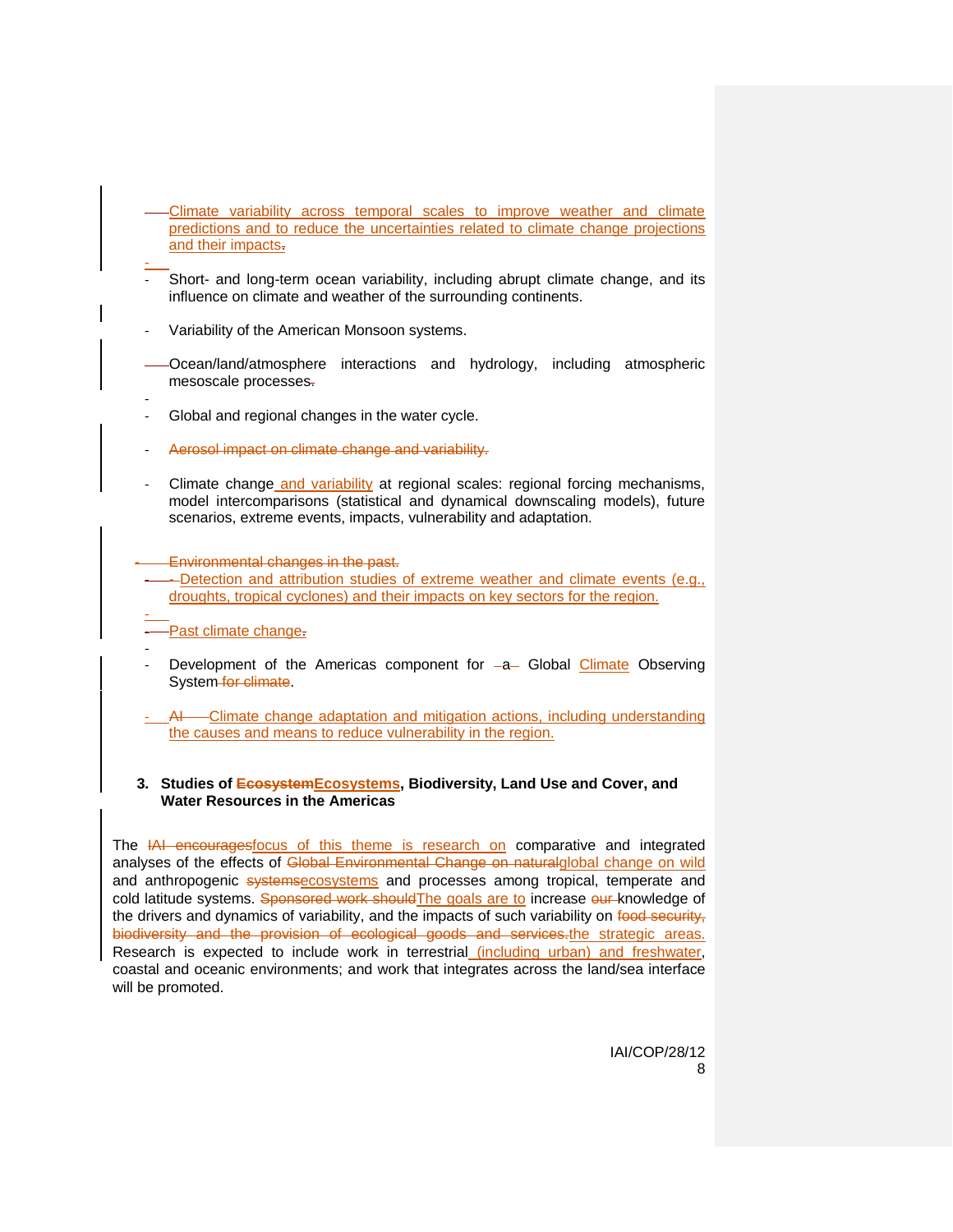- Climate variability across temporal scales to improve weather and climate predictions and to reduce the uncertainties related to climate change projections and their impacts.

- Short- and long-term ocean variability, including abrupt climate change, and its influence on climate and weather of the surrounding continents.

- Variability of the American Monsoon systems.

- Ocean/land/atmosphere interactions and hydrology, including atmospheric mesoscale processes.

- Global and regional changes in the water cycle.

- Aerosol impact on climate change and variability.

- Climate change and variability at regional scales: regional forcing mechanisms, model intercomparisons (statistical and dynamical downscaling models), future scenarios, extreme events, impacts, vulnerability and adaptation.

- Environmental changes in the past.
- Detection and attribution studies of extreme weather and climate events (e.g., droughts, tropical cyclones) and their impacts on key sectors for the region.

- Past climate change.

- Development of the Americas component for a Global Climate Observing System for climate.

- AI Climate change adaptation and mitigation actions, including understanding the causes and means to reduce vulnerability in the region.

### 3. Studies of EcosystemEcosystems, Biodiversity, Land Use and Cover, and Water Resources in the Americas

The IAI encouragesfocus of this theme is research on comparative and integrated analyses of the effects of Global Environmental Change on naturalglobal change on wild and anthropogenic systemsecosystems and processes among tropical, temperate and cold latitude systems. Sponsored work shouldThe goals are to increase our knowledge of the drivers and dynamics of variability, and the impacts of such variability on food security, biodiversity and the provision of ecological goods and services.the strategic areas. Research is expected to include work in terrestrial (including urban) and freshwater, coastal and oceanic environments; and work that integrates across the land/sea interface will be promoted.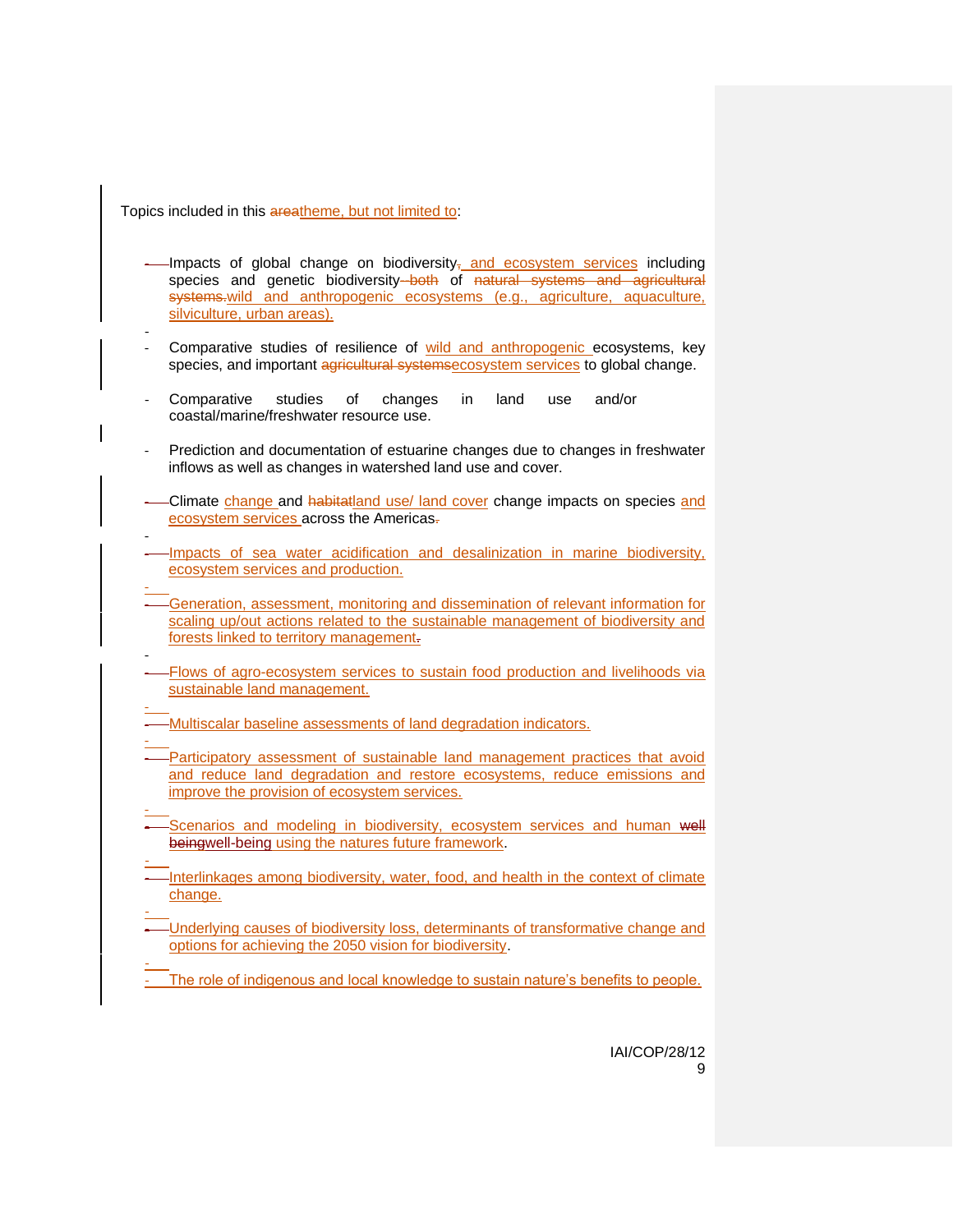Topics included in this ~~area~~theme, but not limited to:

- Impacts of global change on biodiversity~~,~~, and ecosystem services including species and genetic biodiversity~~ both~~ of ~~natural systems and agricultural systems.~~wild and anthropogenic ecosystems (e.g., agriculture, aquaculture, silviculture, urban areas).

- Comparative studies of resilience of wild and anthropogenic ecosystems, key species, and important ~~agricultural systems~~ecosystem services to global change.

- Comparative studies of changes in land use and/or coastal/marine/freshwater resource use.

- Prediction and documentation of estuarine changes due to changes in freshwater inflows as well as changes in watershed land use and cover.

- Climate change and ~~habitat~~land use/ land cover change impacts on species and ecosystem services across the Americas~~.~~

- Impacts of sea water acidification and desalinization in marine biodiversity, ecosystem services and production.

- Generation, assessment, monitoring and dissemination of relevant information for scaling up/out actions related to the sustainable management of biodiversity and forests linked to territory management~~.~~

- Flows of agro-ecosystem services to sustain food production and livelihoods via sustainable land management.

- Multiscalar baseline assessments of land degradation indicators.

- Participatory assessment of sustainable land management practices that avoid and reduce land degradation and restore ecosystems, reduce emissions and improve the provision of ecosystem services.

- Scenarios and modeling in biodiversity, ecosystem services and human ~~well being~~well-being using the natures future framework.

- Interlinkages among biodiversity, water, food, and health in the context of climate change.

- Underlying causes of biodiversity loss, determinants of transformative change and options for achieving the 2050 vision for biodiversity.

- The role of indigenous and local knowledge to sustain nature's benefits to people.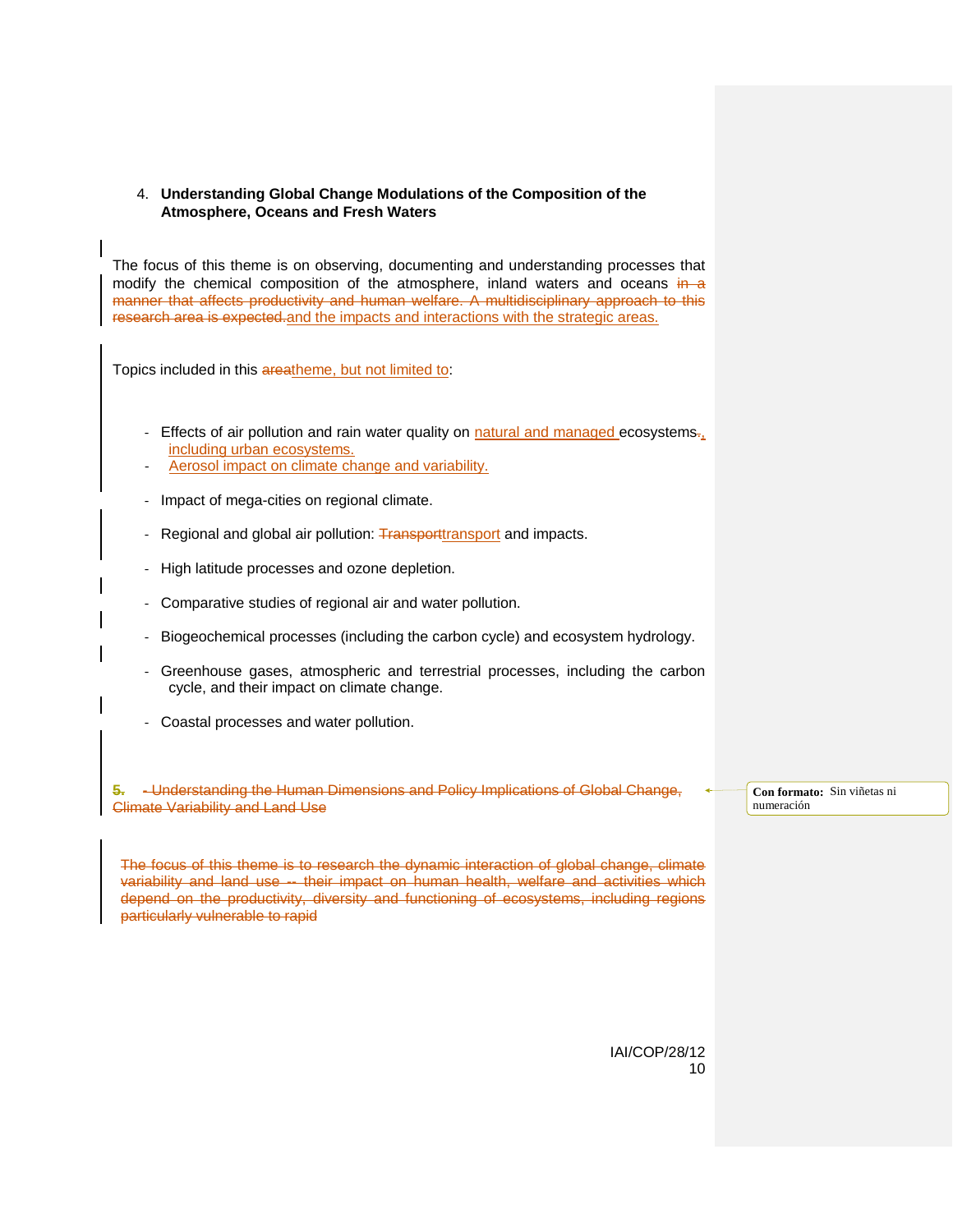4. **Understanding Global Change Modulations of the Composition of the Atmosphere, Oceans and Fresh Waters**

The focus of this theme is on observing, documenting and understanding processes that modify the chemical composition of the atmosphere, inland waters and oceans ~~in a manner that affects productivity and human welfare. A multidisciplinary approach to this research area is expected.~~and the impacts and interactions with the strategic areas.

Topics included in this ~~area~~theme, but not limited to:

- Effects of air pollution and rain water quality on natural and managed ecosystems~~.~~, including urban ecosystems.
- Aerosol impact on climate change and variability.
- Impact of mega-cities on regional climate.
- Regional and global air pollution: ~~Transport~~transport and impacts.
- High latitude processes and ozone depletion.
- Comparative studies of regional air and water pollution.
- Biogeochemical processes (including the carbon cycle) and ecosystem hydrology.
- Greenhouse gases, atmospheric and terrestrial processes, including the carbon cycle, and their impact on climate change.
- Coastal processes and water pollution.

~~5. - Understanding the Human Dimensions and Policy Implications of Global Change, Climate Variability and Land Use~~

~~The focus of this theme is to research the dynamic interaction of global change, climate variability and land use -- their impact on human health, welfare and activities which depend on the productivity, diversity and functioning of ecosystems, including regions particularly vulnerable to rapid~~

Con formato: Sin viñetas ni numeración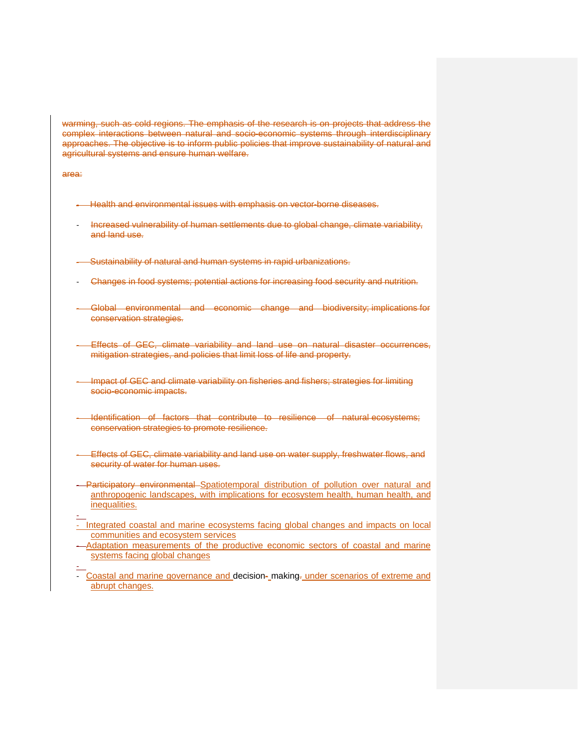warming, such as cold regions. The emphasis of the research is on projects that address the complex interactions between natural and socio-economic systems through interdisciplinary approaches. The objective is to inform public policies that improve sustainability of natural and agricultural systems and ensure human welfare.

area:

- Health and environmental issues with emphasis on vector-borne diseases.
- Increased vulnerability of human settlements due to global change, climate variability, and land use.
- Sustainability of natural and human systems in rapid urbanizations.
- Changes in food systems; potential actions for increasing food security and nutrition.
- Global environmental and economic change and biodiversity; implications for conservation strategies.
- Effects of GEC, climate variability and land use on natural disaster occurrences, mitigation strategies, and policies that limit loss of life and property.
- Impact of GEC and climate variability on fisheries and fishers; strategies for limiting socio-economic impacts.
- Identification of factors that contribute to resilience of natural ecosystems; conservation strategies to promote resilience.
- Effects of GEC, climate variability and land use on water supply, freshwater flows, and security of water for human uses.
- Participatory environmental Spatiotemporal distribution of pollution over natural and anthropogenic landscapes, with implications for ecosystem health, human health, and inequalities.
- Integrated coastal and marine ecosystems facing global changes and impacts on local communities and ecosystem services
- Adaptation measurements of the productive economic sectors of coastal and marine systems facing global changes
- Coastal and marine governance and decision- making. under scenarios of extreme and abrupt changes.